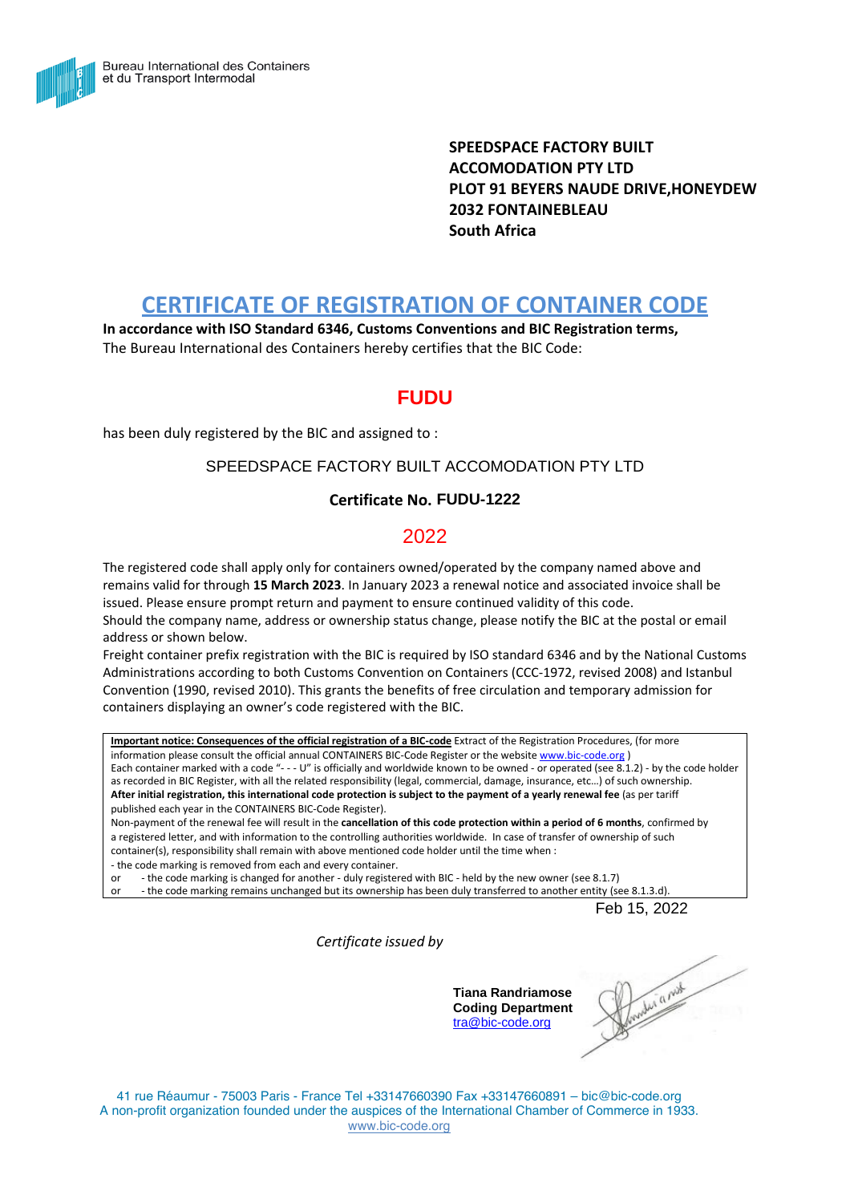Bureau International des Containers
et du Transport Intermodal

**SPEEDSPACE FACTORY BUILT**
**ACCOMODATION PTY LTD**
**PLOT 91 BEYERS NAUDE DRIVE,HONEYDEW**
**2032 FONTAINEBLEAU**
**South Africa**

# CERTIFICATE OF REGISTRATION OF CONTAINER CODE

**In accordance with ISO Standard 6346, Customs Conventions and BIC Registration terms,**
The Bureau International des Containers hereby certifies that the BIC Code:

## FUDU

has been duly registered by the BIC and assigned to :

SPEEDSPACE FACTORY BUILT ACCOMODATION PTY LTD

**Certificate No. FUDU-1222**

2022

The registered code shall apply only for containers owned/operated by the company named above and remains valid for through **15 March 2023**. In January 2023 a renewal notice and associated invoice shall be issued. Please ensure prompt return and payment to ensure continued validity of this code.
Should the company name, address or ownership status change, please notify the BIC at the postal or email address or shown below.
Freight container prefix registration with the BIC is required by ISO standard 6346 and by the National Customs Administrations according to both Customs Convention on Containers (CCC-1972, revised 2008) and Istanbul Convention (1990, revised 2010). This grants the benefits of free circulation and temporary admission for containers displaying an owner's code registered with the BIC.

**Important notice: Consequences of the official registration of a BIC-code** Extract of the Registration Procedures, (for more information please consult the official annual CONTAINERS BIC-Code Register or the website www.bic-code.org )
Each container marked with a code "- - - U" is officially and worldwide known to be owned - or operated (see 8.1.2) - by the code holder as recorded in BIC Register, with all the related responsibility (legal, commercial, damage, insurance, etc…) of such ownership.
**After initial registration, this international code protection is subject to the payment of a yearly renewal fee** (as per tariff published each year in the CONTAINERS BIC-Code Register).
Non-payment of the renewal fee will result in the **cancellation of this code protection within a period of 6 months**, confirmed by a registered letter, and with information to the controlling authorities worldwide. In case of transfer of ownership of such container(s), responsibility shall remain with above mentioned code holder until the time when :
- the code marking is removed from each and every container.
or - the code marking is changed for another - duly registered with BIC - held by the new owner (see 8.1.7)
or - the code marking remains unchanged but its ownership has been duly transferred to another entity (see 8.1.3.d).

Feb 15, 2022

*Certificate issued by*

**Tiana Randriamose**
**Coding Department**
tra@bic-code.org

41 rue Réaumur - 75003 Paris - France Tel +33147660390 Fax +33147660891 – bic@bic-code.org
A non-profit organization founded under the auspices of the International Chamber of Commerce in 1933.
www.bic-code.org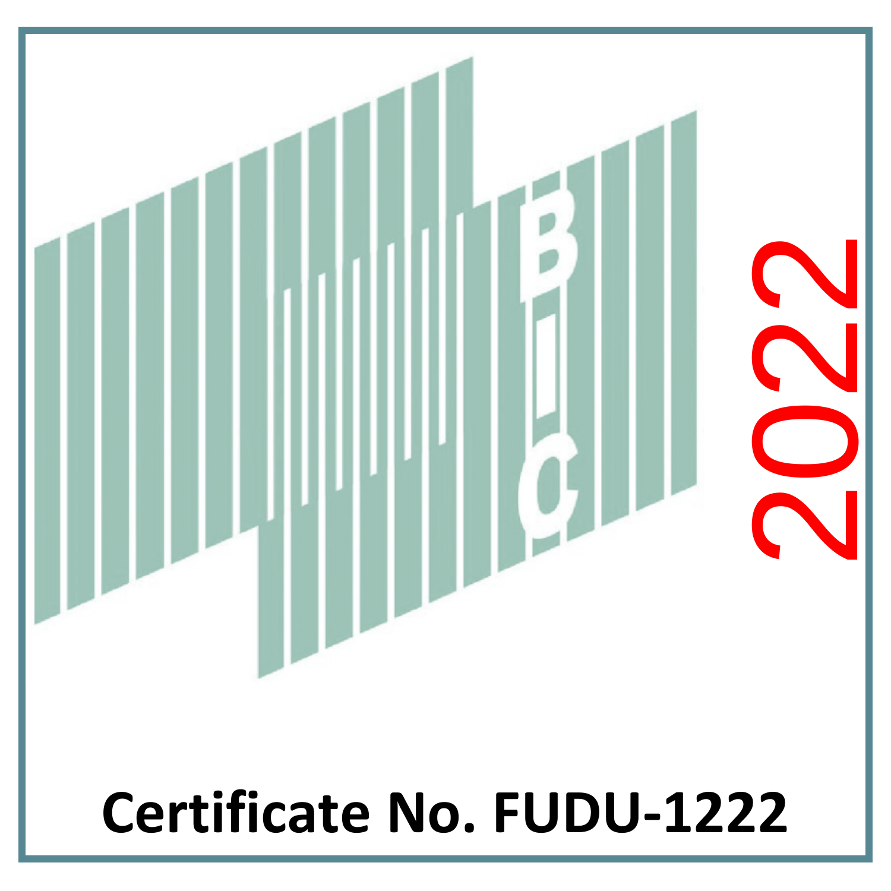B

C

2022

**Certificate No. FUDU-1222**